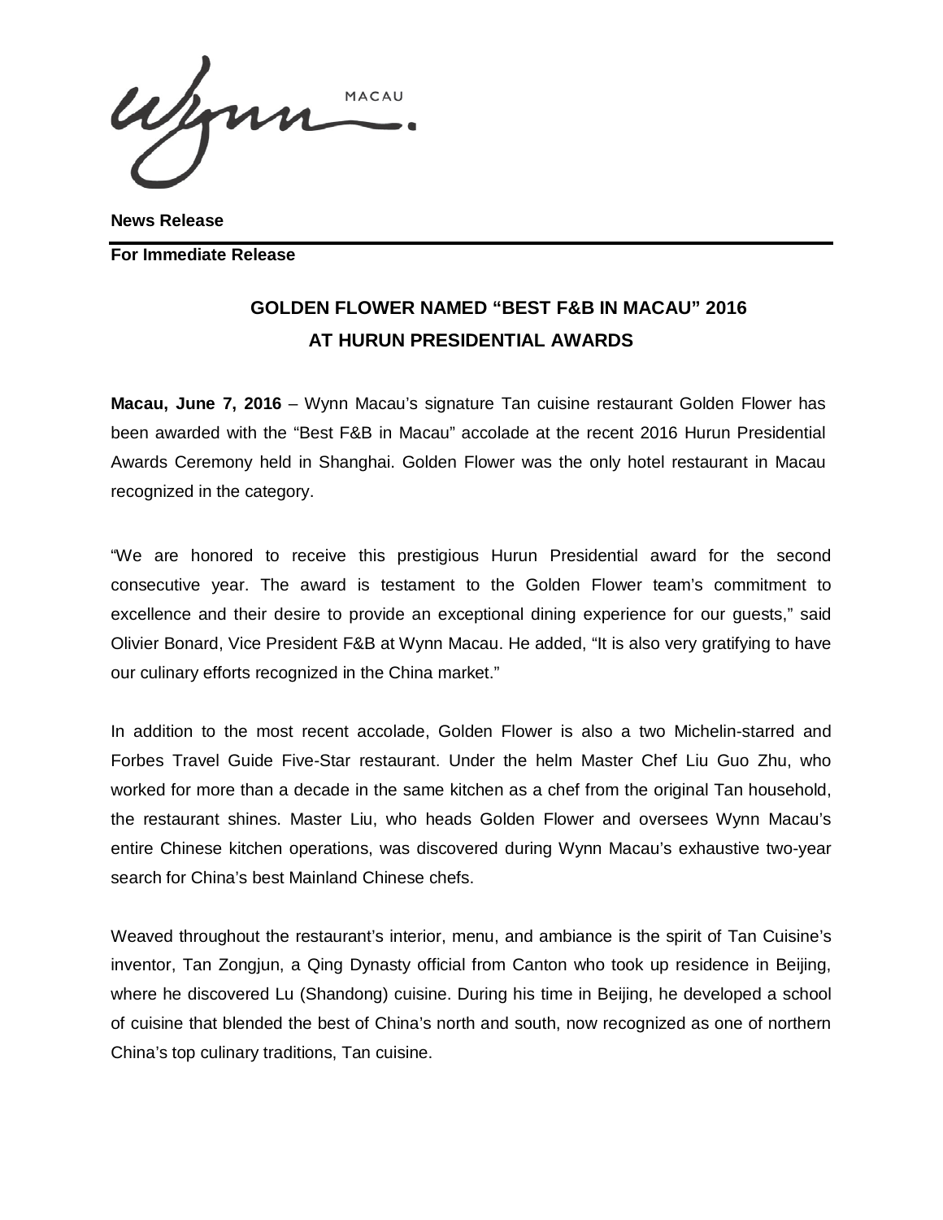Wynn MACAU

**News Release**

**For Immediate Release**

## GOLDEN FLOWER NAMED "BEST F&B IN MACAU" 2016 AT HURUN PRESIDENTIAL AWARDS

**Macau, June 7, 2016** – Wynn Macau's signature Tan cuisine restaurant Golden Flower has been awarded with the "Best F&B in Macau" accolade at the recent 2016 Hurun Presidential Awards Ceremony held in Shanghai. Golden Flower was the only hotel restaurant in Macau recognized in the category.

"We are honored to receive this prestigious Hurun Presidential award for the second consecutive year. The award is testament to the Golden Flower team's commitment to excellence and their desire to provide an exceptional dining experience for our guests," said Olivier Bonard, Vice President F&B at Wynn Macau. He added, "It is also very gratifying to have our culinary efforts recognized in the China market."

In addition to the most recent accolade, Golden Flower is also a two Michelin-starred and Forbes Travel Guide Five-Star restaurant. Under the helm Master Chef Liu Guo Zhu, who worked for more than a decade in the same kitchen as a chef from the original Tan household, the restaurant shines. Master Liu, who heads Golden Flower and oversees Wynn Macau's entire Chinese kitchen operations, was discovered during Wynn Macau's exhaustive two-year search for China's best Mainland Chinese chefs.

Weaved throughout the restaurant's interior, menu, and ambiance is the spirit of Tan Cuisine's inventor, Tan Zongjun, a Qing Dynasty official from Canton who took up residence in Beijing, where he discovered Lu (Shandong) cuisine. During his time in Beijing, he developed a school of cuisine that blended the best of China's north and south, now recognized as one of northern China's top culinary traditions, Tan cuisine.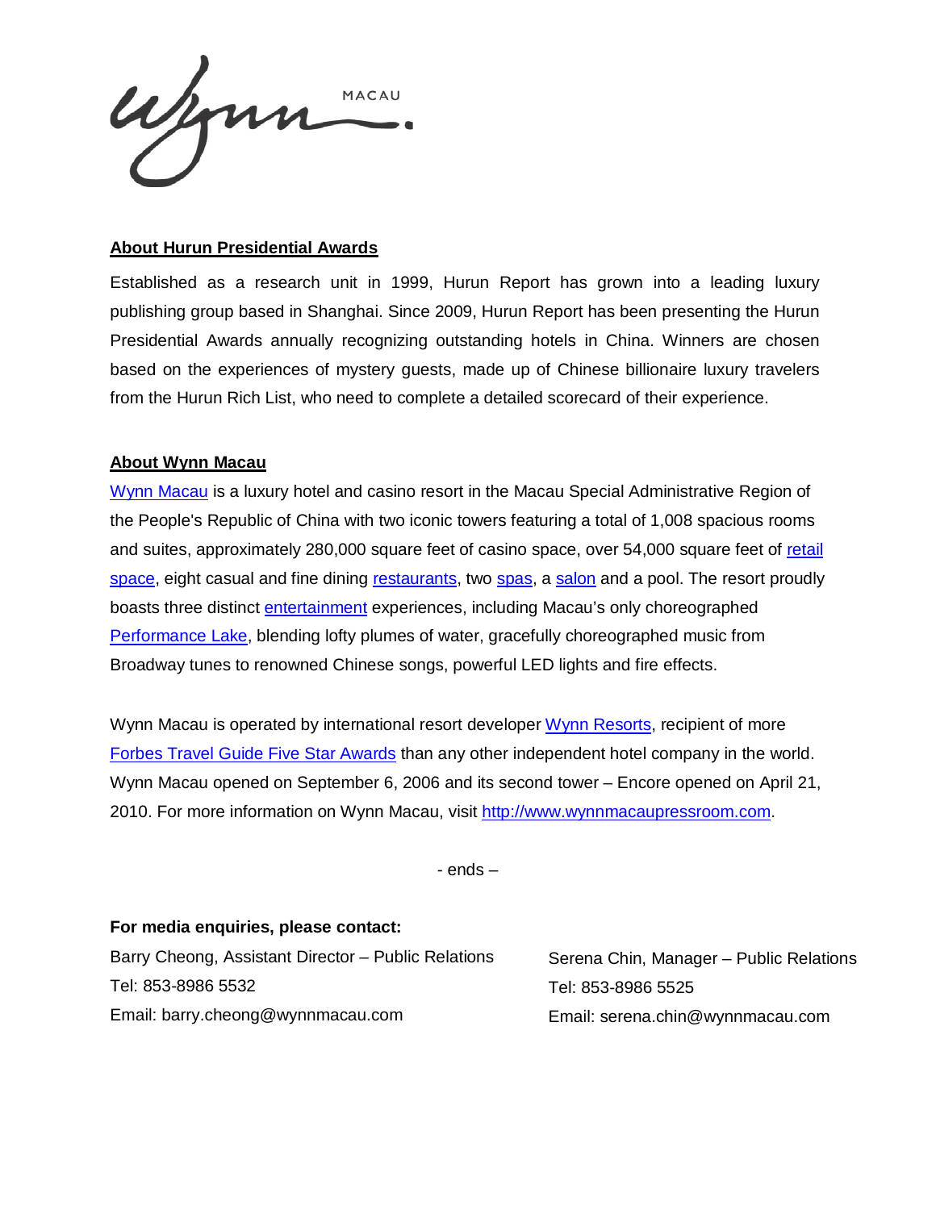## About Hurun Presidential Awards

Established as a research unit in 1999, Hurun Report has grown into a leading luxury publishing group based in Shanghai. Since 2009, Hurun Report has been presenting the Hurun Presidential Awards annually recognizing outstanding hotels in China. Winners are chosen based on the experiences of mystery guests, made up of Chinese billionaire luxury travelers from the Hurun Rich List, who need to complete a detailed scorecard of their experience.

## About Wynn Macau

Wynn Macau is a luxury hotel and casino resort in the Macau Special Administrative Region of the People's Republic of China with two iconic towers featuring a total of 1,008 spacious rooms and suites, approximately 280,000 square feet of casino space, over 54,000 square feet of retail space, eight casual and fine dining restaurants, two spas, a salon and a pool. The resort proudly boasts three distinct entertainment experiences, including Macau's only choreographed Performance Lake, blending lofty plumes of water, gracefully choreographed music from Broadway tunes to renowned Chinese songs, powerful LED lights and fire effects.

Wynn Macau is operated by international resort developer Wynn Resorts, recipient of more Forbes Travel Guide Five Star Awards than any other independent hotel company in the world. Wynn Macau opened on September 6, 2006 and its second tower – Encore opened on April 21, 2010. For more information on Wynn Macau, visit http://www.wynnmacaupressroom.com.

- ends –

**For media enquiries, please contact:**

Barry Cheong, Assistant Director – Public Relations
Tel: 853-8986 5532
Email: barry.cheong@wynnmacau.com

Serena Chin, Manager – Public Relations
Tel: 853-8986 5525
Email: serena.chin@wynnmacau.com